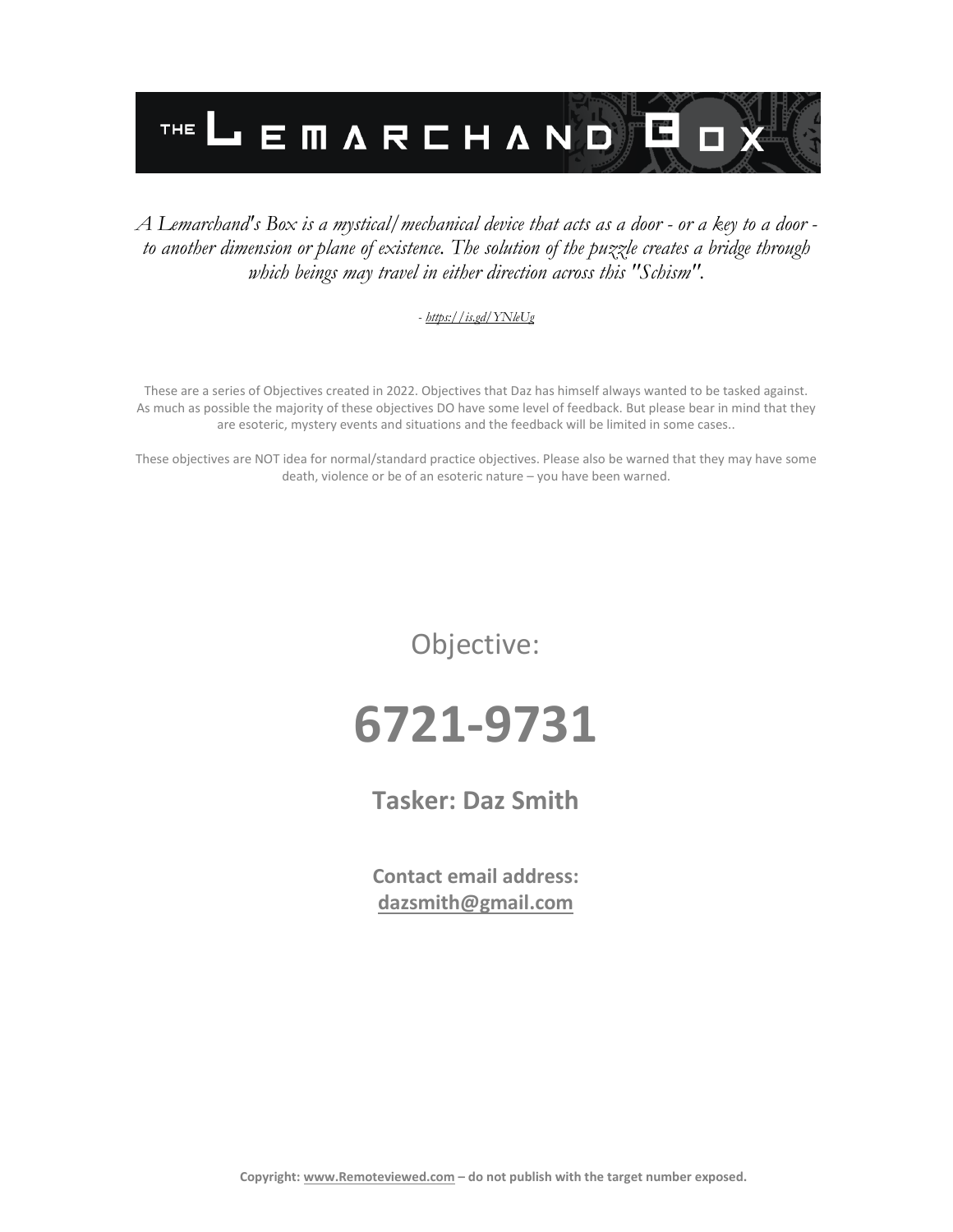# THE LEMARCHAND BOX

*A Lemarchand's Box is a mystical/mechanical device that acts as a door - or a key to a door - to another dimension or plane of existence. The solution of the puzzle creates a bridge through which beings may travel in either direction across this "Schism".*

*- https://is.gd/YNleUg*

These are a series of Objectives created in 2022. Objectives that Daz has himself always wanted to be tasked against. As much as possible the majority of these objectives DO have some level of feedback. But please bear in mind that they are esoteric, mystery events and situations and the feedback will be limited in some cases..

These objectives are NOT idea for normal/standard practice objectives. Please also be warned that they may have some death, violence or be of an esoteric nature – you have been warned.

Objective:

# 6721-9731

## Tasker: Daz Smith

**Contact email address:**
**dazsmith@gmail.com**

**Copyright: www.Remoteviewed.com – do not publish with the target number exposed.**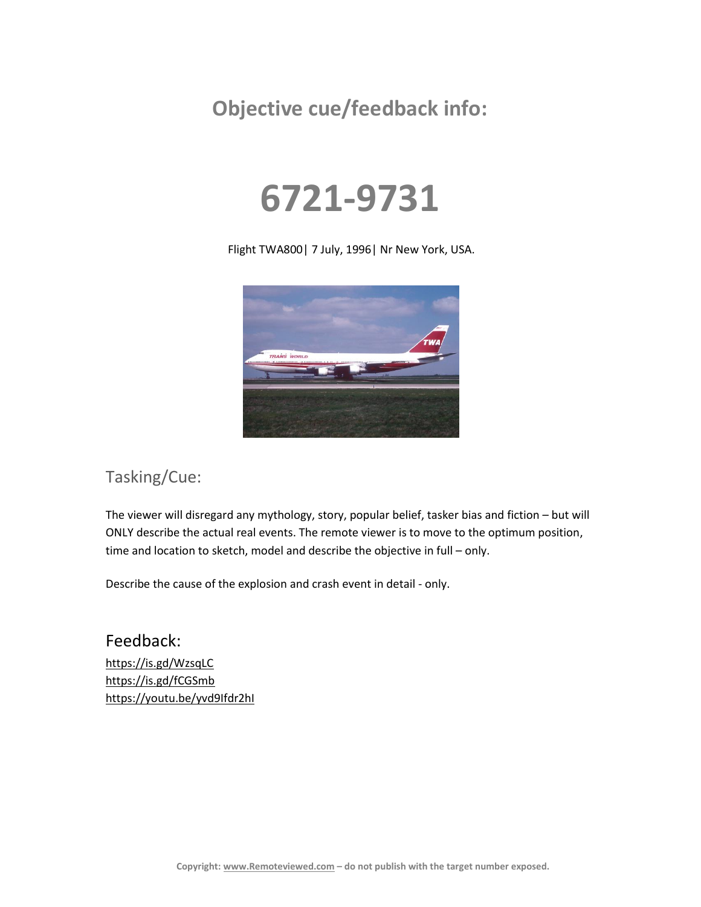## Objective cue/feedback info:

# 6721-9731

Flight TWA800| 7 July, 1996| Nr New York, USA.

## Tasking/Cue:

The viewer will disregard any mythology, story, popular belief, tasker bias and fiction – but will ONLY describe the actual real events. The remote viewer is to move to the optimum position, time and location to sketch, model and describe the objective in full – only.

Describe the cause of the explosion and crash event in detail - only.

## Feedback:

https://is.gd/WzsqLC
https://is.gd/fCGSmb
https://youtu.be/yvd9Ifdr2hI

Copyright: www.Remoteviewed.com – do not publish with the target number exposed.